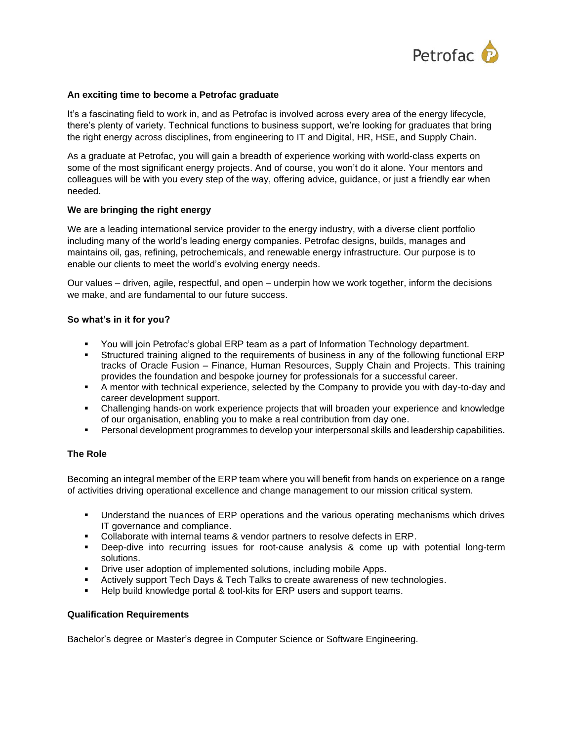Petrofac

## An exciting time to become a Petrofac graduate

It's a fascinating field to work in, and as Petrofac is involved across every area of the energy lifecycle, there's plenty of variety. Technical functions to business support, we're looking for graduates that bring the right energy across disciplines, from engineering to IT and Digital, HR, HSE, and Supply Chain.

As a graduate at Petrofac, you will gain a breadth of experience working with world-class experts on some of the most significant energy projects. And of course, you won't do it alone. Your mentors and colleagues will be with you every step of the way, offering advice, guidance, or just a friendly ear when needed.

## We are bringing the right energy

We are a leading international service provider to the energy industry, with a diverse client portfolio including many of the world's leading energy companies. Petrofac designs, builds, manages and maintains oil, gas, refining, petrochemicals, and renewable energy infrastructure. Our purpose is to enable our clients to meet the world's evolving energy needs.

Our values – driven, agile, respectful, and open – underpin how we work together, inform the decisions we make, and are fundamental to our future success.

## So what's in it for you?

- You will join Petrofac's global ERP team as a part of Information Technology department.
- Structured training aligned to the requirements of business in any of the following functional ERP tracks of Oracle Fusion – Finance, Human Resources, Supply Chain and Projects. This training provides the foundation and bespoke journey for professionals for a successful career.
- A mentor with technical experience, selected by the Company to provide you with day-to-day and career development support.
- Challenging hands-on work experience projects that will broaden your experience and knowledge of our organisation, enabling you to make a real contribution from day one.
- Personal development programmes to develop your interpersonal skills and leadership capabilities.

## The Role

Becoming an integral member of the ERP team where you will benefit from hands on experience on a range of activities driving operational excellence and change management to our mission critical system.

- Understand the nuances of ERP operations and the various operating mechanisms which drives IT governance and compliance.
- Collaborate with internal teams & vendor partners to resolve defects in ERP.
- Deep-dive into recurring issues for root-cause analysis & come up with potential long-term solutions.
- Drive user adoption of implemented solutions, including mobile Apps.
- Actively support Tech Days & Tech Talks to create awareness of new technologies.
- Help build knowledge portal & tool-kits for ERP users and support teams.

## Qualification Requirements

Bachelor's degree or Master's degree in Computer Science or Software Engineering.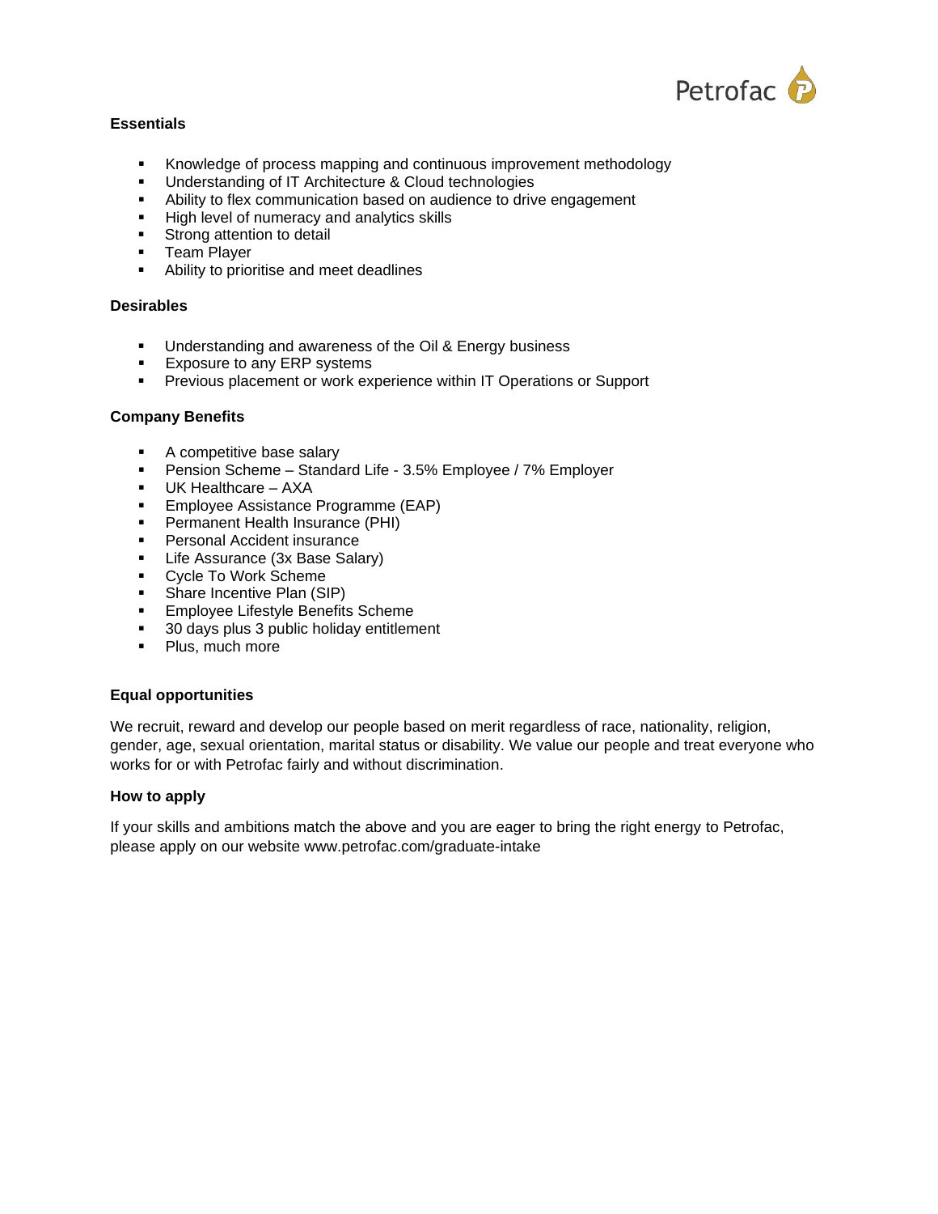**Essentials**

- Knowledge of process mapping and continuous improvement methodology
- Understanding of IT Architecture & Cloud technologies
- Ability to flex communication based on audience to drive engagement
- High level of numeracy and analytics skills
- Strong attention to detail
- Team Player
- Ability to prioritise and meet deadlines

**Desirables**

- Understanding and awareness of the Oil & Energy business
- Exposure to any ERP systems
- Previous placement or work experience within IT Operations or Support

**Company Benefits**

- A competitive base salary
- Pension Scheme – Standard Life - 3.5% Employee / 7% Employer
- UK Healthcare – AXA
- Employee Assistance Programme (EAP)
- Permanent Health Insurance (PHI)
- Personal Accident insurance
- Life Assurance (3x Base Salary)
- Cycle To Work Scheme
- Share Incentive Plan (SIP)
- Employee Lifestyle Benefits Scheme
- 30 days plus 3 public holiday entitlement
- Plus, much more

**Equal opportunities**

We recruit, reward and develop our people based on merit regardless of race, nationality, religion, gender, age, sexual orientation, marital status or disability. We value our people and treat everyone who works for or with Petrofac fairly and without discrimination.

**How to apply**

If your skills and ambitions match the above and you are eager to bring the right energy to Petrofac, please apply on our website www.petrofac.com/graduate-intake